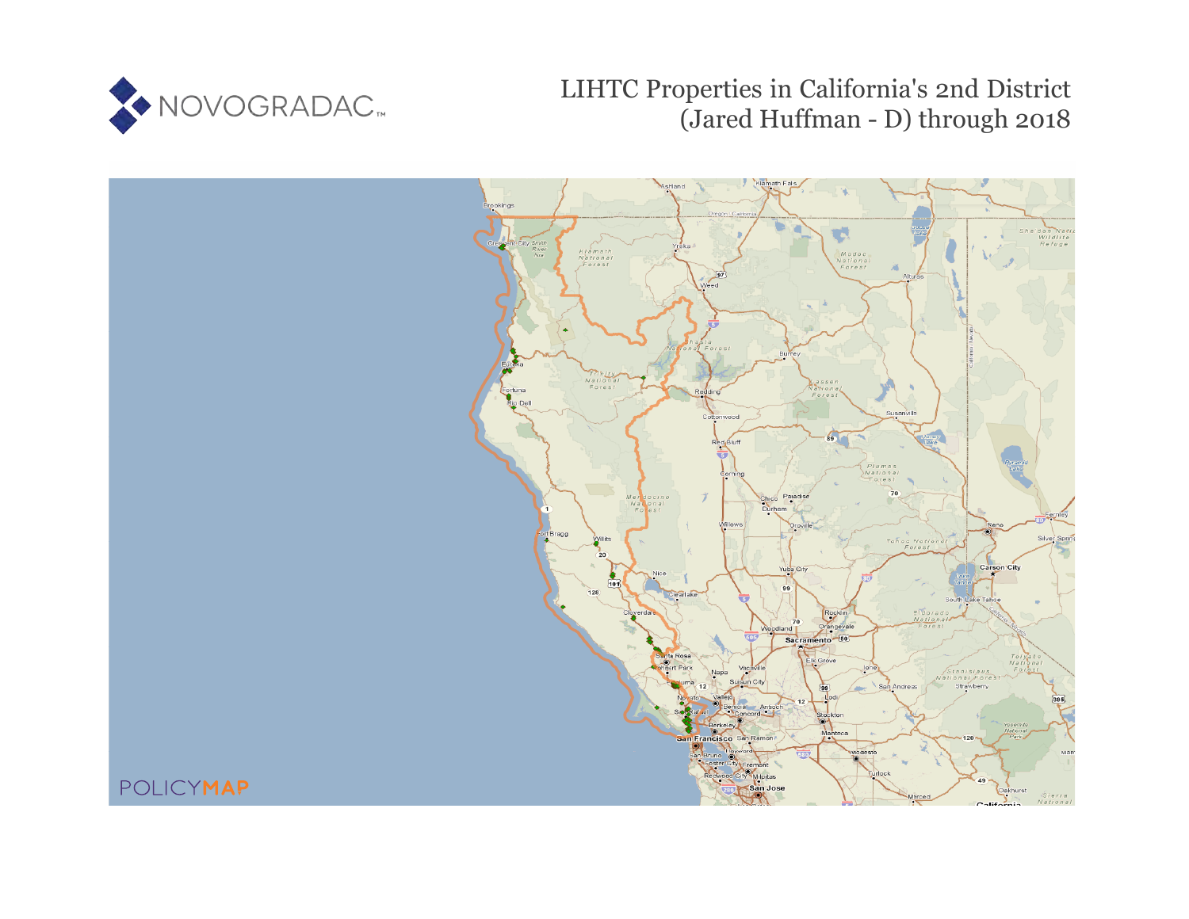NOVOGRADAC

# LIHTC Properties in California's 2nd District (Jared Huffman - D) through 2018

POLICYMAP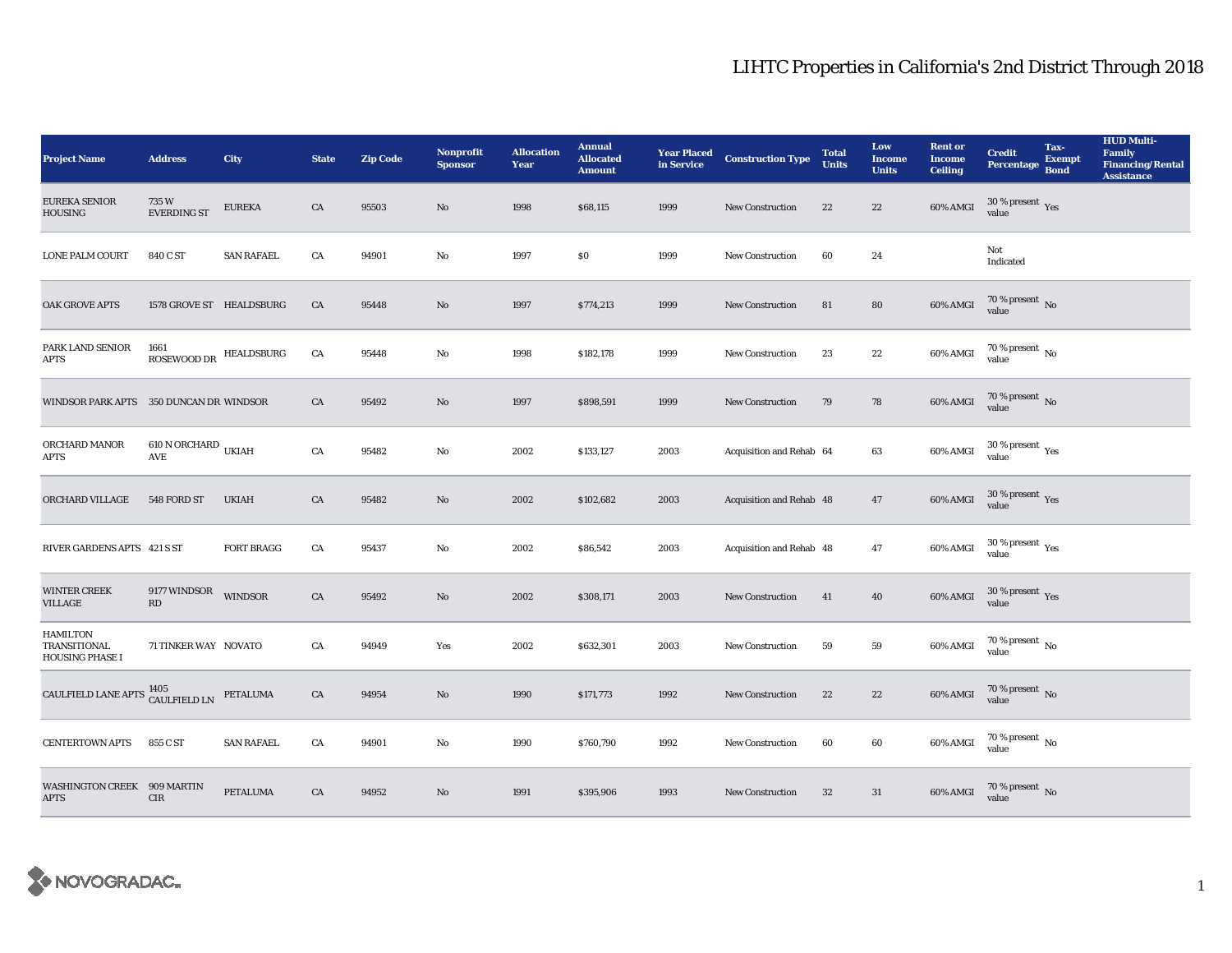# LIHTC Properties in California's 2nd District Through 2018

| Project Name | Address | City | State | Zip Code | Nonprofit Sponsor | Allocation Year | Annual Allocated Amount | Year Placed in Service | Construction Type | Total Units | Low Income Units | Rent or Income Ceiling | Credit Percentage | Tax-Exempt Bond | HUD Multi-Family Financing/Rental Assistance |
|---|---|---|---|---|---|---|---|---|---|---|---|---|---|---|---|
| EUREKA SENIOR HOUSING | 735 W EVERDING ST | EUREKA | CA | 95503 | No | 1998 | $68,115 | 1999 | New Construction | 22 | 22 | 60% AMGI | 30 % present value | Yes | |
| LONE PALM COURT | 840 C ST | SAN RAFAEL | CA | 94901 | No | 1997 | $0 | 1999 | New Construction | 60 | 24 | | Not Indicated | | |
| OAK GROVE APTS | 1578 GROVE ST | HEALDSBURG | CA | 95448 | No | 1997 | $774,213 | 1999 | New Construction | 81 | 80 | 60% AMGI | 70 % present value | No | |
| PARK LAND SENIOR APTS | 1661 ROSEWOOD DR | HEALDSBURG | CA | 95448 | No | 1998 | $182,178 | 1999 | New Construction | 23 | 22 | 60% AMGI | 70 % present value | No | |
| WINDSOR PARK APTS | 350 DUNCAN DR | WINDSOR | CA | 95492 | No | 1997 | $898,591 | 1999 | New Construction | 79 | 78 | 60% AMGI | 70 % present value | No | |
| ORCHARD MANOR APTS | 610 N ORCHARD AVE | UKIAH | CA | 95482 | No | 2002 | $133,127 | 2003 | Acquisition and Rehab | 64 | 63 | 60% AMGI | 30 % present value | Yes | |
| ORCHARD VILLAGE | 548 FORD ST | UKIAH | CA | 95482 | No | 2002 | $102,682 | 2003 | Acquisition and Rehab | 48 | 47 | 60% AMGI | 30 % present value | Yes | |
| RIVER GARDENS APTS | 421 S ST | FORT BRAGG | CA | 95437 | No | 2002 | $86,542 | 2003 | Acquisition and Rehab | 48 | 47 | 60% AMGI | 30 % present value | Yes | |
| WINTER CREEK VILLAGE | 9177 WINDSOR RD | WINDSOR | CA | 95492 | No | 2002 | $308,171 | 2003 | New Construction | 41 | 40 | 60% AMGI | 30 % present value | Yes | |
| HAMILTON TRANSITIONAL HOUSING PHASE I | 71 TINKER WAY | NOVATO | CA | 94949 | Yes | 2002 | $632,301 | 2003 | New Construction | 59 | 59 | 60% AMGI | 70 % present value | No | |
| CAULFIELD LANE APTS | 1405 CAULFIELD LN | PETALUMA | CA | 94954 | No | 1990 | $171,773 | 1992 | New Construction | 22 | 22 | 60% AMGI | 70 % present value | No | |
| CENTERTOWN APTS | 855 C ST | SAN RAFAEL | CA | 94901 | No | 1990 | $760,790 | 1992 | New Construction | 60 | 60 | 60% AMGI | 70 % present value | No | |
| WASHINGTON CREEK APTS | 909 MARTIN CIR | PETALUMA | CA | 94952 | No | 1991 | $395,906 | 1993 | New Construction | 32 | 31 | 60% AMGI | 70 % present value | No | |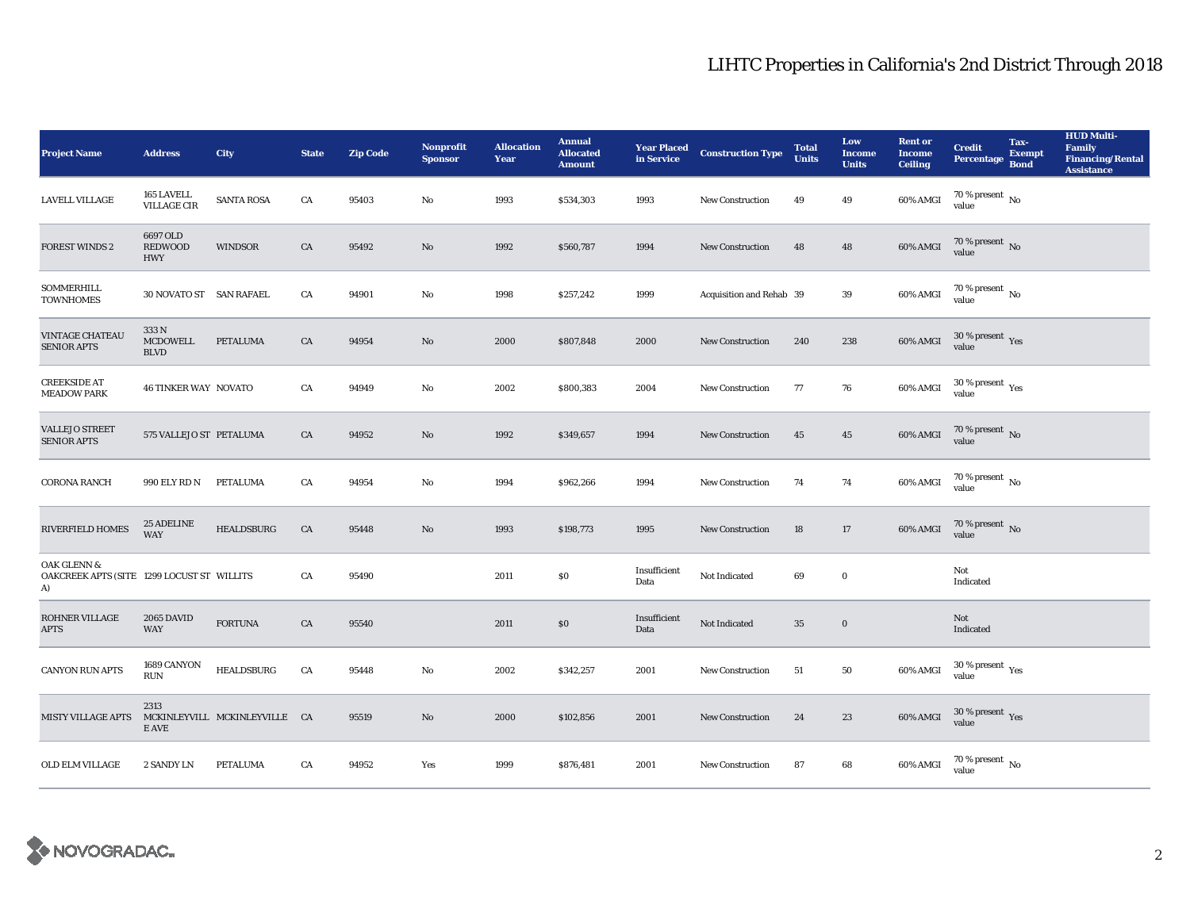# LIHTC Properties in California's 2nd District Through 2018

| Project Name | Address | City | State | Zip Code | Nonprofit Sponsor | Allocation Year | Annual Allocated Amount | Year Placed in Service | Construction Type | Total Units | Low Income Units | Rent or Income Ceiling | Credit Percentage | Tax-Exempt Bond | HUD Multi-Family Financing/Rental Assistance |
|---|---|---|---|---|---|---|---|---|---|---|---|---|---|---|---|
| LAVELL VILLAGE | 165 LAVELL VILLAGE CIR | SANTA ROSA | CA | 95403 | No | 1993 | $534,303 | 1993 | New Construction | 49 | 49 | 60% AMGI | 70 % present value | No | |
| FOREST WINDS 2 | 6697 OLD REDWOOD HWY | WINDSOR | CA | 95492 | No | 1992 | $560,787 | 1994 | New Construction | 48 | 48 | 60% AMGI | 70 % present value | No | |
| SOMMERHILL TOWNHOMES | 30 NOVATO ST | SAN RAFAEL | CA | 94901 | No | 1998 | $257,242 | 1999 | Acquisition and Rehab | 39 | 39 | 60% AMGI | 70 % present value | No | |
| VINTAGE CHATEAU SENIOR APTS | 333 N MCDOWELL BLVD | PETALUMA | CA | 94954 | No | 2000 | $807,848 | 2000 | New Construction | 240 | 238 | 60% AMGI | 30 % present value | Yes | |
| CREEKSIDE AT MEADOW PARK | 46 TINKER WAY | NOVATO | CA | 94949 | No | 2002 | $800,383 | 2004 | New Construction | 77 | 76 | 60% AMGI | 30 % present value | Yes | |
| VALLEJO STREET SENIOR APTS | 575 VALLEJO ST | PETALUMA | CA | 94952 | No | 1992 | $349,657 | 1994 | New Construction | 45 | 45 | 60% AMGI | 70 % present value | No | |
| CORONA RANCH | 990 ELY RD N | PETALUMA | CA | 94954 | No | 1994 | $962,266 | 1994 | New Construction | 74 | 74 | 60% AMGI | 70 % present value | No | |
| RIVERFIELD HOMES | 25 ADELINE WAY | HEALDSBURG | CA | 95448 | No | 1993 | $198,773 | 1995 | New Construction | 18 | 17 | 60% AMGI | 70 % present value | No | |
| OAK GLENN & OAKCREEK APTS (SITE A) | 1299 LOCUST ST | WILLITS | CA | 95490 | | 2011 | $0 | Insufficient Data | Not Indicated | 69 | 0 | | Not Indicated | | |
| ROHNER VILLAGE APTS | 2065 DAVID WAY | FORTUNA | CA | 95540 | | 2011 | $0 | Insufficient Data | Not Indicated | 35 | 0 | | Not Indicated | | |
| CANYON RUN APTS | 1689 CANYON RUN | HEALDSBURG | CA | 95448 | No | 2002 | $342,257 | 2001 | New Construction | 51 | 50 | 60% AMGI | 30 % present value | Yes | |
| MISTY VILLAGE APTS | 2313 MCKINLEYVILLE AVE | MCKINLEYVILLE | CA | 95519 | No | 2000 | $102,856 | 2001 | New Construction | 24 | 23 | 60% AMGI | 30 % present value | Yes | |
| OLD ELM VILLAGE | 2 SANDY LN | PETALUMA | CA | 94952 | Yes | 1999 | $876,481 | 2001 | New Construction | 87 | 68 | 60% AMGI | 70 % present value | No | |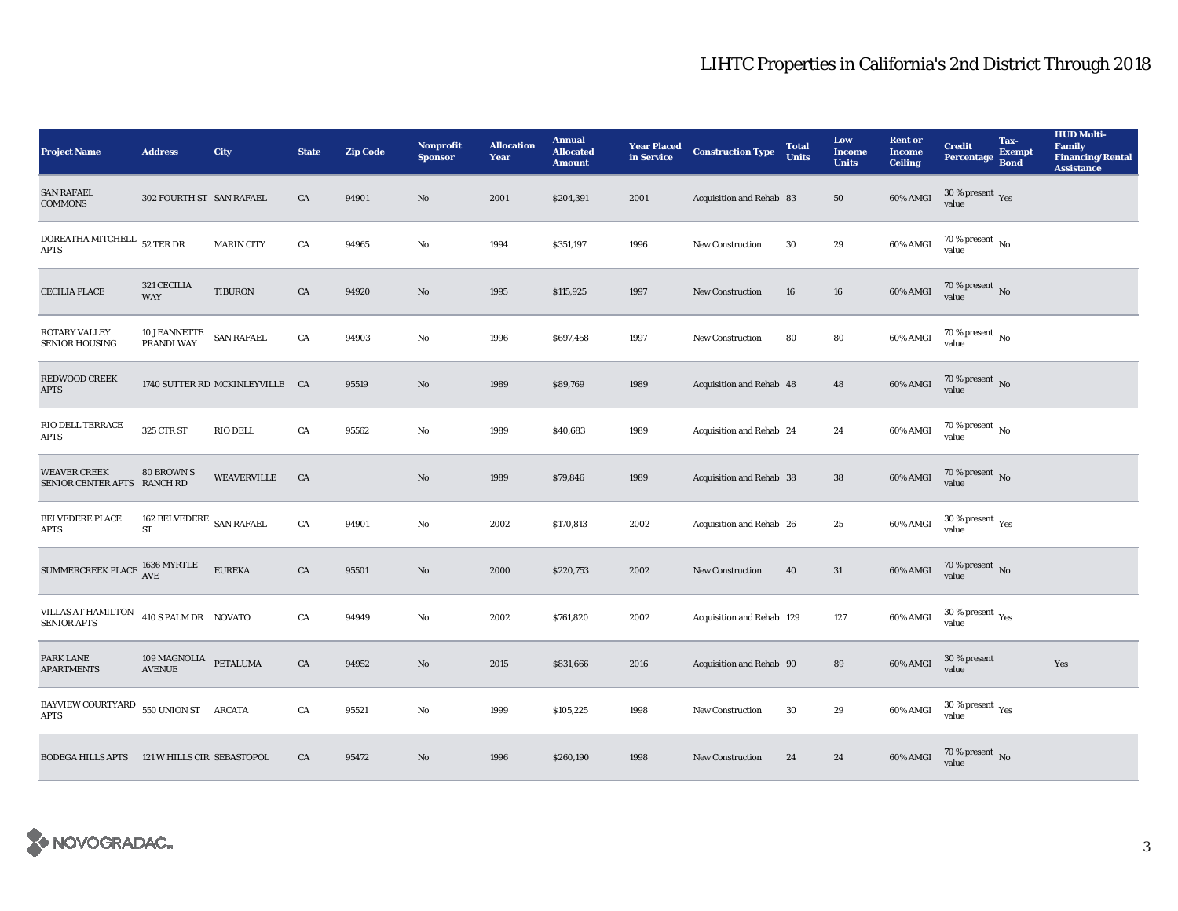# LIHTC Properties in California's 2nd District Through 2018

| Project Name | Address | City | State | Zip Code | Nonprofit Sponsor | Allocation Year | Annual Allocated Amount | Year Placed in Service | Construction Type | Total Units | Low Income Units | Rent or Income Ceiling | Credit Percentage | Tax-Exempt Bond | HUD Multi-Family Financing/Rental Assistance |
|---|---|---|---|---|---|---|---|---|---|---|---|---|---|---|---|
| SAN RAFAEL COMMONS | 302 FOURTH ST | SAN RAFAEL | CA | 94901 | No | 2001 | $204,391 | 2001 | Acquisition and Rehab | 83 | 50 | 60% AMGI | 30 % present value | Yes | |
| DOREATHA MITCHELL APTS | 52 TER DR | MARIN CITY | CA | 94965 | No | 1994 | $351,197 | 1996 | New Construction | 30 | 29 | 60% AMGI | 70 % present value | No | |
| CECILIA PLACE | 321 CECILIA WAY | TIBURON | CA | 94920 | No | 1995 | $115,925 | 1997 | New Construction | 16 | 16 | 60% AMGI | 70 % present value | No | |
| ROTARY VALLEY SENIOR HOUSING | 10 J EANNETTE PRANDI WAY | SAN RAFAEL | CA | 94903 | No | 1996 | $697,458 | 1997 | New Construction | 80 | 80 | 60% AMGI | 70 % present value | No | |
| REDWOOD CREEK APTS | 1740 SUTTER RD | MCKINLEYVILLE | CA | 95519 | No | 1989 | $89,769 | 1989 | Acquisition and Rehab | 48 | 48 | 60% AMGI | 70 % present value | No | |
| RIO DELL TERRACE APTS | 325 CTR ST | RIO DELL | CA | 95562 | No | 1989 | $40,683 | 1989 | Acquisition and Rehab | 24 | 24 | 60% AMGI | 70 % present value | No | |
| WEAVER CREEK SENIOR CENTER APTS | 80 BROWN S RANCH RD | WEAVERVILLE | CA | | No | 1989 | $79,846 | 1989 | Acquisition and Rehab | 38 | 38 | 60% AMGI | 70 % present value | No | |
| BELVEDERE PLACE APTS | 162 BELVEDERE ST | SAN RAFAEL | CA | 94901 | No | 2002 | $170,813 | 2002 | Acquisition and Rehab | 26 | 25 | 60% AMGI | 30 % present value | Yes | |
| SUMMERCREEK PLACE | 1636 MYRTLE AVE | EUREKA | CA | 95501 | No | 2000 | $220,753 | 2002 | New Construction | 40 | 31 | 60% AMGI | 70 % present value | No | |
| VILLAS AT HAMILTON SENIOR APTS | 410 S PALM DR | NOVATO | CA | 94949 | No | 2002 | $761,820 | 2002 | Acquisition and Rehab | 129 | 127 | 60% AMGI | 30 % present value | Yes | |
| PARK LANE APARTMENTS | 109 MAGNOLIA AVENUE | PETALUMA | CA | 94952 | No | 2015 | $831,666 | 2016 | Acquisition and Rehab | 90 | 89 | 60% AMGI | 30 % present value | | Yes |
| BAYVIEW COURTYARD APTS | 550 UNION ST | ARCATA | CA | 95521 | No | 1999 | $105,225 | 1998 | New Construction | 30 | 29 | 60% AMGI | 30 % present value | Yes | |
| BODEGA HILLS APTS | 121 W HILLS CIR | SEBASTOPOL | CA | 95472 | No | 1996 | $260,190 | 1998 | New Construction | 24 | 24 | 60% AMGI | 70 % present value | No | |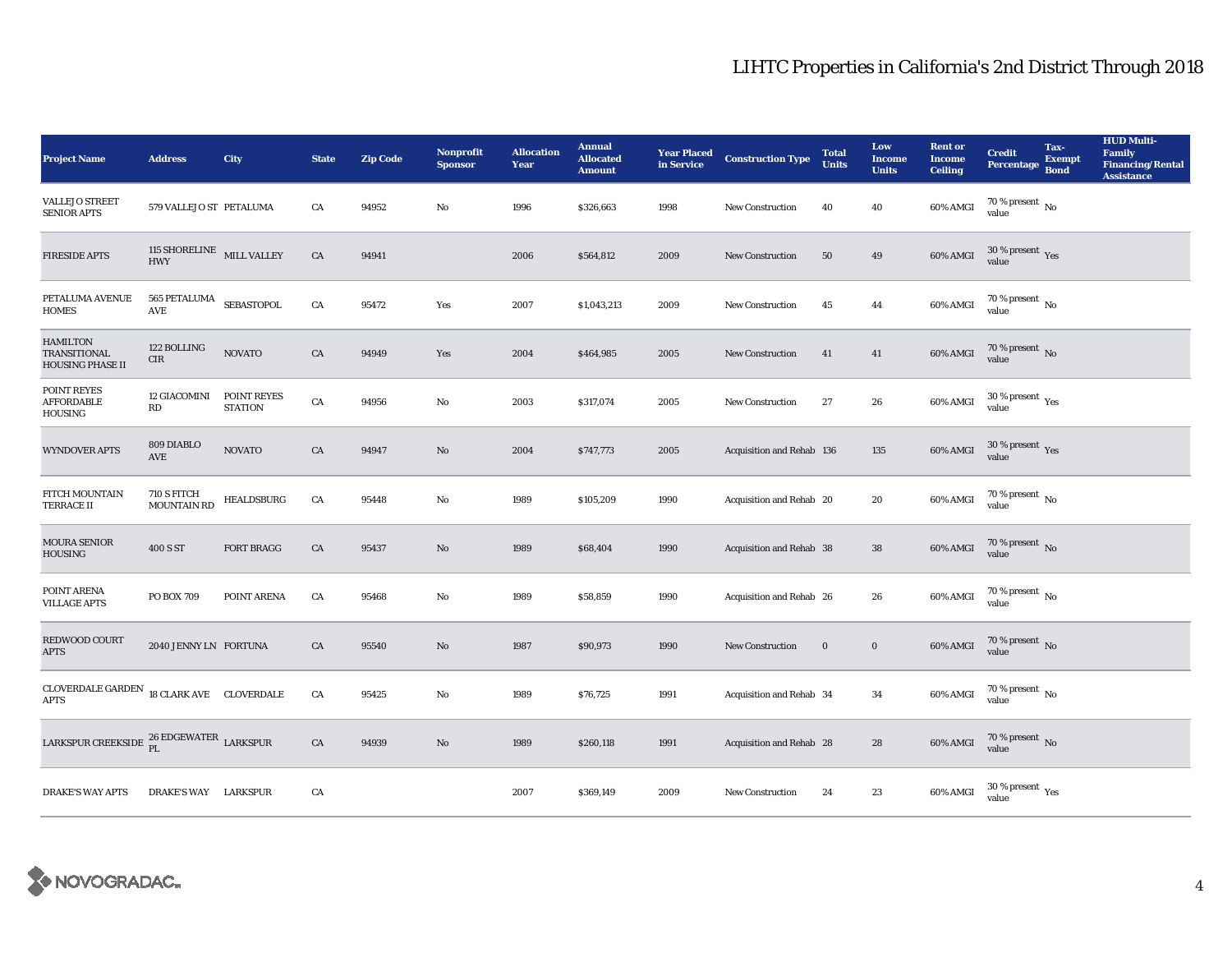# LIHTC Properties in California's 2nd District Through 2018

| Project Name | Address | City | State | Zip Code | Nonprofit Sponsor | Allocation Year | Annual Allocated Amount | Year Placed in Service | Construction Type | Total Units | Low Income Units | Rent or Income Ceiling | Credit Percentage | Tax-Exempt Bond | HUD Multi-Family Financing/Rental Assistance |
|---|---|---|---|---|---|---|---|---|---|---|---|---|---|---|---|
| VALLEJO STREET SENIOR APTS | 579 VALLEJO ST | PETALUMA | CA | 94952 | No | 1996 | $326,663 | 1998 | New Construction | 40 | 40 | 60% AMGI | 70 % present value | No | |
| FIRESIDE APTS | 115 SHORELINE HWY | MILL VALLEY | CA | 94941 | | 2006 | $564,812 | 2009 | New Construction | 50 | 49 | 60% AMGI | 30 % present value | Yes | |
| PETALUMA AVENUE HOMES | 565 PETALUMA AVE | SEBASTOPOL | CA | 95472 | Yes | 2007 | $1,043,213 | 2009 | New Construction | 45 | 44 | 60% AMGI | 70 % present value | No | |
| HAMILTON TRANSITIONAL HOUSING PHASE II | 122 BOLLING CIR | NOVATO | CA | 94949 | Yes | 2004 | $464,985 | 2005 | New Construction | 41 | 41 | 60% AMGI | 70 % present value | No | |
| POINT REYES AFFORDABLE HOUSING | 12 GIACOMINI RD | POINT REYES STATION | CA | 94956 | No | 2003 | $317,074 | 2005 | New Construction | 27 | 26 | 60% AMGI | 30 % present value | Yes | |
| WYNDOVER APTS | 809 DIABLO AVE | NOVATO | CA | 94947 | No | 2004 | $747,773 | 2005 | Acquisition and Rehab | 136 | 135 | 60% AMGI | 30 % present value | Yes | |
| FITCH MOUNTAIN TERRACE II | 710 S FITCH MOUNTAIN RD | HEALDSBURG | CA | 95448 | No | 1989 | $105,209 | 1990 | Acquisition and Rehab | 20 | 20 | 60% AMGI | 70 % present value | No | |
| MOURA SENIOR HOUSING | 400 S ST | FORT BRAGG | CA | 95437 | No | 1989 | $68,404 | 1990 | Acquisition and Rehab | 38 | 38 | 60% AMGI | 70 % present value | No | |
| POINT ARENA VILLAGE APTS | PO BOX 709 | POINT ARENA | CA | 95468 | No | 1989 | $58,859 | 1990 | Acquisition and Rehab | 26 | 26 | 60% AMGI | 70 % present value | No | |
| REDWOOD COURT APTS | 2040 JENNY LN | FORTUNA | CA | 95540 | No | 1987 | $90,973 | 1990 | New Construction | 0 | 0 | 60% AMGI | 70 % present value | No | |
| CLOVERDALE GARDEN APTS | 18 CLARK AVE | CLOVERDALE | CA | 95425 | No | 1989 | $76,725 | 1991 | Acquisition and Rehab | 34 | 34 | 60% AMGI | 70 % present value | No | |
| LARKSPUR CREEKSIDE | 26 EDGEWATER PL | LARKSPUR | CA | 94939 | No | 1989 | $260,118 | 1991 | Acquisition and Rehab | 28 | 28 | 60% AMGI | 70 % present value | No | |
| DRAKE'S WAY APTS | DRAKE'S WAY | LARKSPUR | CA | | | 2007 | $369,149 | 2009 | New Construction | 24 | 23 | 60% AMGI | 30 % present value | Yes | |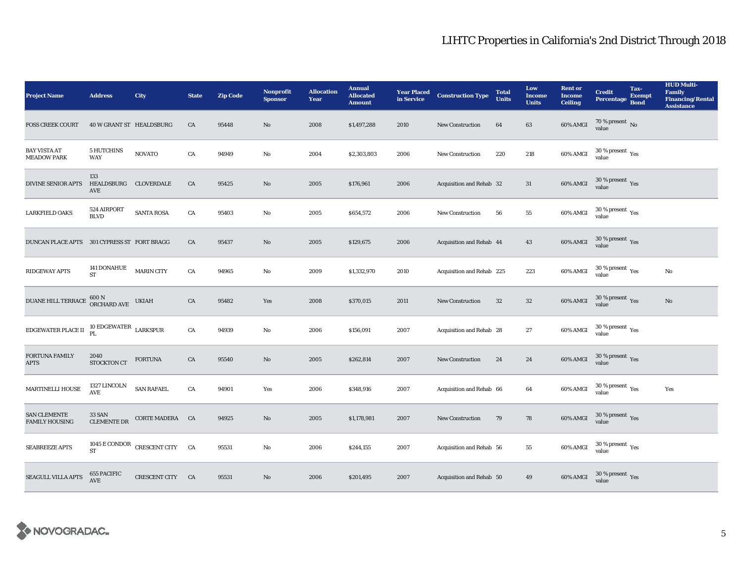# LIHTC Properties in California's 2nd District Through 2018

| Project Name | Address | City | State | Zip Code | Nonprofit Sponsor | Allocation Year | Annual Allocated Amount | Year Placed in Service | Construction Type | Total Units | Low Income Units | Rent or Income Ceiling | Credit Percentage | Tax-Exempt Bond | HUD Multi-Family Financing/Rental Assistance |
|---|---|---|---|---|---|---|---|---|---|---|---|---|---|---|---|
| FOSS CREEK COURT | 40 W GRANT ST | HEALDSBURG | CA | 95448 | No | 2008 | $1,497,288 | 2010 | New Construction | 64 | 63 | 60% AMGI | 70 % present value | No | |
| BAY VISTA AT MEADOW PARK | 5 HUTCHINS WAY | NOVATO | CA | 94949 | No | 2004 | $2,303,803 | 2006 | New Construction | 220 | 218 | 60% AMGI | 30 % present value | Yes | |
| DIVINE SENIOR APTS | 133 HEALDSBURG AVE | CLOVERDALE | CA | 95425 | No | 2005 | $176,961 | 2006 | Acquisition and Rehab | 32 | 31 | 60% AMGI | 30 % present value | Yes | |
| LARKFIELD OAKS | 524 AIRPORT BLVD | SANTA ROSA | CA | 95403 | No | 2005 | $654,572 | 2006 | New Construction | 56 | 55 | 60% AMGI | 30 % present value | Yes | |
| DUNCAN PLACE APTS | 301 CYPRESS ST | FORT BRAGG | CA | 95437 | No | 2005 | $129,675 | 2006 | Acquisition and Rehab | 44 | 43 | 60% AMGI | 30 % present value | Yes | |
| RIDGEWAY APTS | 141 DONAHUE ST | MARIN CITY | CA | 94965 | No | 2009 | $1,332,970 | 2010 | Acquisition and Rehab | 225 | 223 | 60% AMGI | 30 % present value | Yes | No |
| DUANE HILL TERRACE | 600 N ORCHARD AVE | UKIAH | CA | 95482 | Yes | 2008 | $370,015 | 2011 | New Construction | 32 | 32 | 60% AMGI | 30 % present value | Yes | No |
| EDGEWATER PLACE II | 10 EDGEWATER PL | LARKSPUR | CA | 94939 | No | 2006 | $156,091 | 2007 | Acquisition and Rehab | 28 | 27 | 60% AMGI | 30 % present value | Yes | |
| FORTUNA FAMILY APTS | 2040 STOCKTON CT | FORTUNA | CA | 95540 | No | 2005 | $262,814 | 2007 | New Construction | 24 | 24 | 60% AMGI | 30 % present value | Yes | |
| MARTINELLI HOUSE | 1327 LINCOLN AVE | SAN RAFAEL | CA | 94901 | Yes | 2006 | $348,916 | 2007 | Acquisition and Rehab | 66 | 64 | 60% AMGI | 30 % present value | Yes | Yes |
| SAN CLEMENTE FAMILY HOUSING | 33 SAN CLEMENTE DR | CORTE MADERA | CA | 94925 | No | 2005 | $1,178,981 | 2007 | New Construction | 79 | 78 | 60% AMGI | 30 % present value | Yes | |
| SEABREEZE APTS | 1045 E CONDOR ST | CRESCENT CITY | CA | 95531 | No | 2006 | $244,155 | 2007 | Acquisition and Rehab | 56 | 55 | 60% AMGI | 30 % present value | Yes | |
| SEAGULL VILLA APTS | 655 PACIFIC AVE | CRESCENT CITY | CA | 95531 | No | 2006 | $201,495 | 2007 | Acquisition and Rehab | 50 | 49 | 60% AMGI | 30 % present value | Yes | |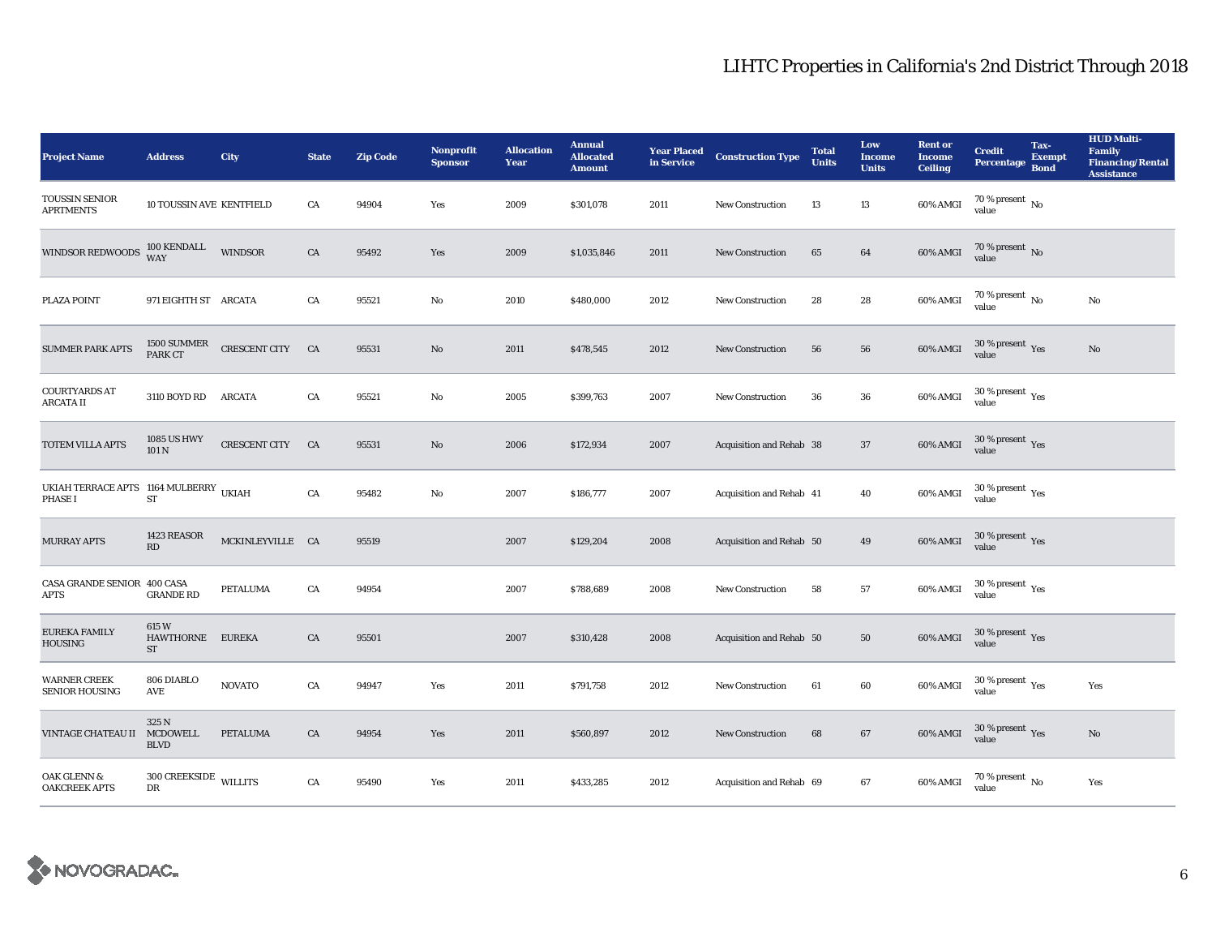# LIHTC Properties in California's 2nd District Through 2018

| Project Name | Address | City | State | Zip Code | Nonprofit Sponsor | Allocation Year | Annual Allocated Amount | Year Placed in Service | Construction Type | Total Units | Low Income Units | Rent or Income Ceiling | Credit Percentage | Tax-Exempt Bond | HUD Multi-Family Financing/Rental Assistance |
|---|---|---|---|---|---|---|---|---|---|---|---|---|---|---|---|
| TOUSSIN SENIOR APRTMENTS | 10 TOUSSIN AVE | KENTFIELD | CA | 94904 | Yes | 2009 | $301,078 | 2011 | New Construction | 13 | 13 | 60% AMGI | 70 % present value | No | |
| WINDSOR REDWOODS | 100 KENDALL WAY | WINDSOR | CA | 95492 | Yes | 2009 | $1,035,846 | 2011 | New Construction | 65 | 64 | 60% AMGI | 70 % present value | No | |
| PLAZA POINT | 971 EIGHTH ST | ARCATA | CA | 95521 | No | 2010 | $480,000 | 2012 | New Construction | 28 | 28 | 60% AMGI | 70 % present value | No | No |
| SUMMER PARK APTS | 1500 SUMMER PARK CT | CRESCENT CITY | CA | 95531 | No | 2011 | $478,545 | 2012 | New Construction | 56 | 56 | 60% AMGI | 30 % present value | Yes | No |
| COURTYARDS AT ARCATA II | 3110 BOYD RD | ARCATA | CA | 95521 | No | 2005 | $399,763 | 2007 | New Construction | 36 | 36 | 60% AMGI | 30 % present value | Yes | |
| TOTEM VILLA APTS | 1085 US HWY 101 N | CRESCENT CITY | CA | 95531 | No | 2006 | $172,934 | 2007 | Acquisition and Rehab | 38 | 37 | 60% AMGI | 30 % present value | Yes | |
| UKIAH TERRACE APTS PHASE I | 1164 MULBERRY ST | UKIAH | CA | 95482 | No | 2007 | $186,777 | 2007 | Acquisition and Rehab | 41 | 40 | 60% AMGI | 30 % present value | Yes | |
| MURRAY APTS | 1423 REASOR RD | MCKINLEYVILLE | CA | 95519 | | 2007 | $129,204 | 2008 | Acquisition and Rehab | 50 | 49 | 60% AMGI | 30 % present value | Yes | |
| CASA GRANDE SENIOR APTS | 400 CASA GRANDE RD | PETALUMA | CA | 94954 | | 2007 | $788,689 | 2008 | New Construction | 58 | 57 | 60% AMGI | 30 % present value | Yes | |
| EUREKA FAMILY HOUSING | 615 W HAWTHORNE ST | EUREKA | CA | 95501 | | 2007 | $310,428 | 2008 | Acquisition and Rehab | 50 | 50 | 60% AMGI | 30 % present value | Yes | |
| WARNER CREEK SENIOR HOUSING | 806 DIABLO AVE | NOVATO | CA | 94947 | Yes | 2011 | $791,758 | 2012 | New Construction | 61 | 60 | 60% AMGI | 30 % present value | Yes | Yes |
| VINTAGE CHATEAU II | 325 N MCDOWELL BLVD | PETALUMA | CA | 94954 | Yes | 2011 | $560,897 | 2012 | New Construction | 68 | 67 | 60% AMGI | 30 % present value | Yes | No |
| OAK GLENN & OAKCREEK APTS | 300 CREEKSIDE DR | WILLITS | CA | 95490 | Yes | 2011 | $433,285 | 2012 | Acquisition and Rehab | 69 | 67 | 60% AMGI | 70 % present value | No | Yes |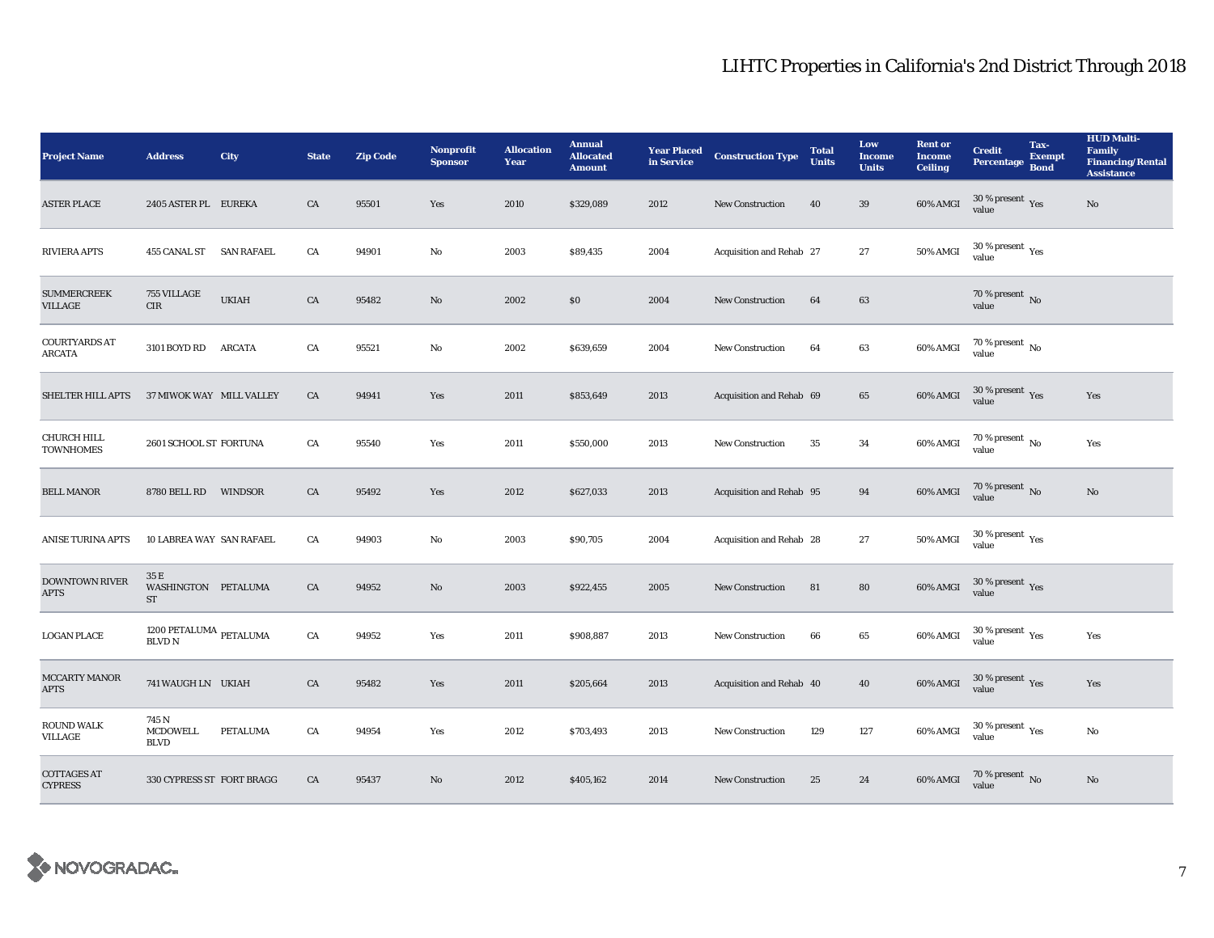# LIHTC Properties in California's 2nd District Through 2018

| Project Name | Address | City | State | Zip Code | Nonprofit Sponsor | Allocation Year | Annual Allocated Amount | Year Placed in Service | Construction Type | Total Units | Low Income Units | Rent or Income Ceiling | Credit Percentage | Tax-Exempt Bond | HUD Multi-Family Financing/Rental Assistance |
|---|---|---|---|---|---|---|---|---|---|---|---|---|---|---|---|
| ASTER PLACE | 2405 ASTER PL | EUREKA | CA | 95501 | Yes | 2010 | $329,089 | 2012 | New Construction | 40 | 39 | 60% AMGI | 30 % present value | Yes | No |
| RIVIERA APTS | 455 CANAL ST | SAN RAFAEL | CA | 94901 | No | 2003 | $89,435 | 2004 | Acquisition and Rehab | 27 | 27 | 50% AMGI | 30 % present value | Yes | |
| SUMMERCREEK VILLAGE | 755 VILLAGE CIR | UKIAH | CA | 95482 | No | 2002 | $0 | 2004 | New Construction | 64 | 63 | | 70 % present value | No | |
| COURTYARDS AT ARCATA | 3101 BOYD RD | ARCATA | CA | 95521 | No | 2002 | $639,659 | 2004 | New Construction | 64 | 63 | 60% AMGI | 70 % present value | No | |
| SHELTER HILL APTS | 37 MIWOK WAY | MILL VALLEY | CA | 94941 | Yes | 2011 | $853,649 | 2013 | Acquisition and Rehab | 69 | 65 | 60% AMGI | 30 % present value | Yes | Yes |
| CHURCH HILL TOWNHOMES | 2601 SCHOOL ST | FORTUNA | CA | 95540 | Yes | 2011 | $550,000 | 2013 | New Construction | 35 | 34 | 60% AMGI | 70 % present value | No | Yes |
| BELL MANOR | 8780 BELL RD | WINDSOR | CA | 95492 | Yes | 2012 | $627,033 | 2013 | Acquisition and Rehab | 95 | 94 | 60% AMGI | 70 % present value | No | No |
| ANISE TURINA APTS | 10 LABREA WAY | SAN RAFAEL | CA | 94903 | No | 2003 | $90,705 | 2004 | Acquisition and Rehab | 28 | 27 | 50% AMGI | 30 % present value | Yes | |
| DOWNTOWN RIVER APTS | 35 E WASHINGTON ST | PETALUMA | CA | 94952 | No | 2003 | $922,455 | 2005 | New Construction | 81 | 80 | 60% AMGI | 30 % present value | Yes | |
| LOGAN PLACE | 1200 PETALUMA BLVD N | PETALUMA | CA | 94952 | Yes | 2011 | $908,887 | 2013 | New Construction | 66 | 65 | 60% AMGI | 30 % present value | Yes | Yes |
| MCCARTY MANOR APTS | 741 WAUGH LN | UKIAH | CA | 95482 | Yes | 2011 | $205,664 | 2013 | Acquisition and Rehab | 40 | 40 | 60% AMGI | 30 % present value | Yes | Yes |
| ROUND WALK VILLAGE | 745 N MCDOWELL BLVD | PETALUMA | CA | 94954 | Yes | 2012 | $703,493 | 2013 | New Construction | 129 | 127 | 60% AMGI | 30 % present value | Yes | No |
| COTTAGES AT CYPRESS | 330 CYPRESS ST | FORT BRAGG | CA | 95437 | No | 2012 | $405,162 | 2014 | New Construction | 25 | 24 | 60% AMGI | 70 % present value | No | No |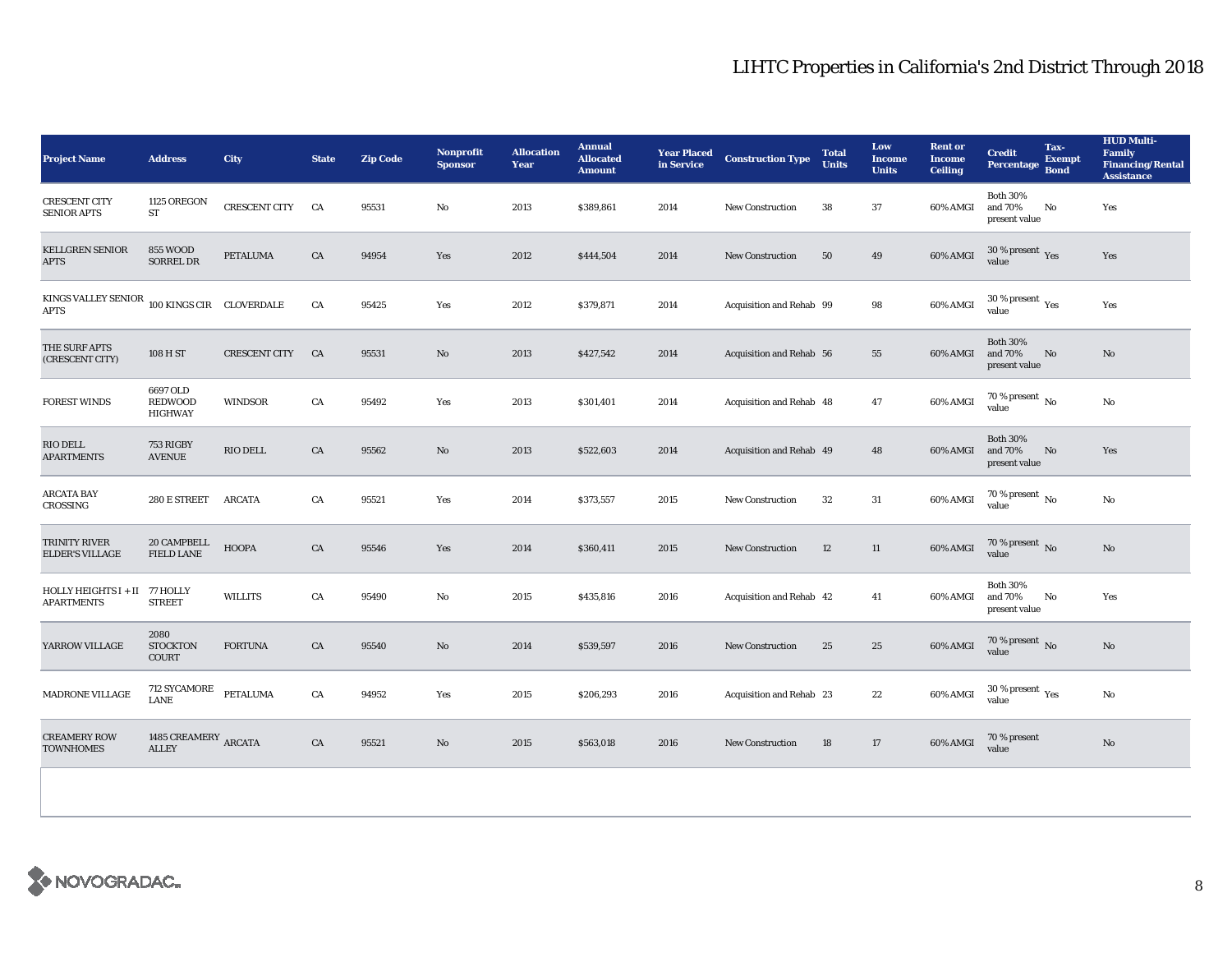# LIHTC Properties in California's 2nd District Through 2018

| Project Name | Address | City | State | Zip Code | Nonprofit Sponsor | Allocation Year | Annual Allocated Amount | Year Placed in Service | Construction Type | Total Units | Low Income Units | Rent or Income Ceiling | Credit Percentage | Tax-Exempt Bond | HUD Multi-Family Financing/Rental Assistance |
|---|---|---|---|---|---|---|---|---|---|---|---|---|---|---|---|
| CRESCENT CITY SENIOR APTS | 1125 OREGON ST | CRESCENT CITY | CA | 95531 | No | 2013 | $389,861 | 2014 | New Construction | 38 | 37 | 60% AMGI | Both 30% and 70% present value | No | Yes |
| KELLGREN SENIOR APTS | 855 WOOD SORREL DR | PETALUMA | CA | 94954 | Yes | 2012 | $444,504 | 2014 | New Construction | 50 | 49 | 60% AMGI | 30 % present value | Yes | Yes |
| KINGS VALLEY SENIOR APTS | 100 KINGS CIR | CLOVERDALE | CA | 95425 | Yes | 2012 | $379,871 | 2014 | Acquisition and Rehab | 99 | 98 | 60% AMGI | 30 % present value | Yes | Yes |
| THE SURF APTS (CRESCENT CITY) | 108 H ST | CRESCENT CITY | CA | 95531 | No | 2013 | $427,542 | 2014 | Acquisition and Rehab | 56 | 55 | 60% AMGI | Both 30% and 70% present value | No | No |
| FOREST WINDS | 6697 OLD REDWOOD HIGHWAY | WINDSOR | CA | 95492 | Yes | 2013 | $301,401 | 2014 | Acquisition and Rehab | 48 | 47 | 60% AMGI | 70 % present value | No | No |
| RIO DELL APARTMENTS | 753 RIGBY AVENUE | RIO DELL | CA | 95562 | No | 2013 | $522,603 | 2014 | Acquisition and Rehab | 49 | 48 | 60% AMGI | Both 30% and 70% present value | No | Yes |
| ARCATA BAY CROSSING | 280 E STREET | ARCATA | CA | 95521 | Yes | 2014 | $373,557 | 2015 | New Construction | 32 | 31 | 60% AMGI | 70 % present value | No | No |
| TRINITY RIVER ELDER'S VILLAGE | 20 CAMPBELL FIELD LANE | HOOPA | CA | 95546 | Yes | 2014 | $360,411 | 2015 | New Construction | 12 | 11 | 60% AMGI | 70 % present value | No | No |
| HOLLY HEIGHTS I + II APARTMENTS | 77 HOLLY STREET | WILLITS | CA | 95490 | No | 2015 | $435,816 | 2016 | Acquisition and Rehab | 42 | 41 | 60% AMGI | Both 30% and 70% present value | No | Yes |
| YARROW VILLAGE | 2080 STOCKTON COURT | FORTUNA | CA | 95540 | No | 2014 | $539,597 | 2016 | New Construction | 25 | 25 | 60% AMGI | 70 % present value | No | No |
| MADRONE VILLAGE | 712 SYCAMORE LANE | PETALUMA | CA | 94952 | Yes | 2015 | $206,293 | 2016 | Acquisition and Rehab | 23 | 22 | 60% AMGI | 30 % present value | Yes | No |
| CREAMERY ROW TOWNHOMES | 1485 CREAMERY ALLEY | ARCATA | CA | 95521 | No | 2015 | $563,018 | 2016 | New Construction | 18 | 17 | 60% AMGI | 70 % present value | | No |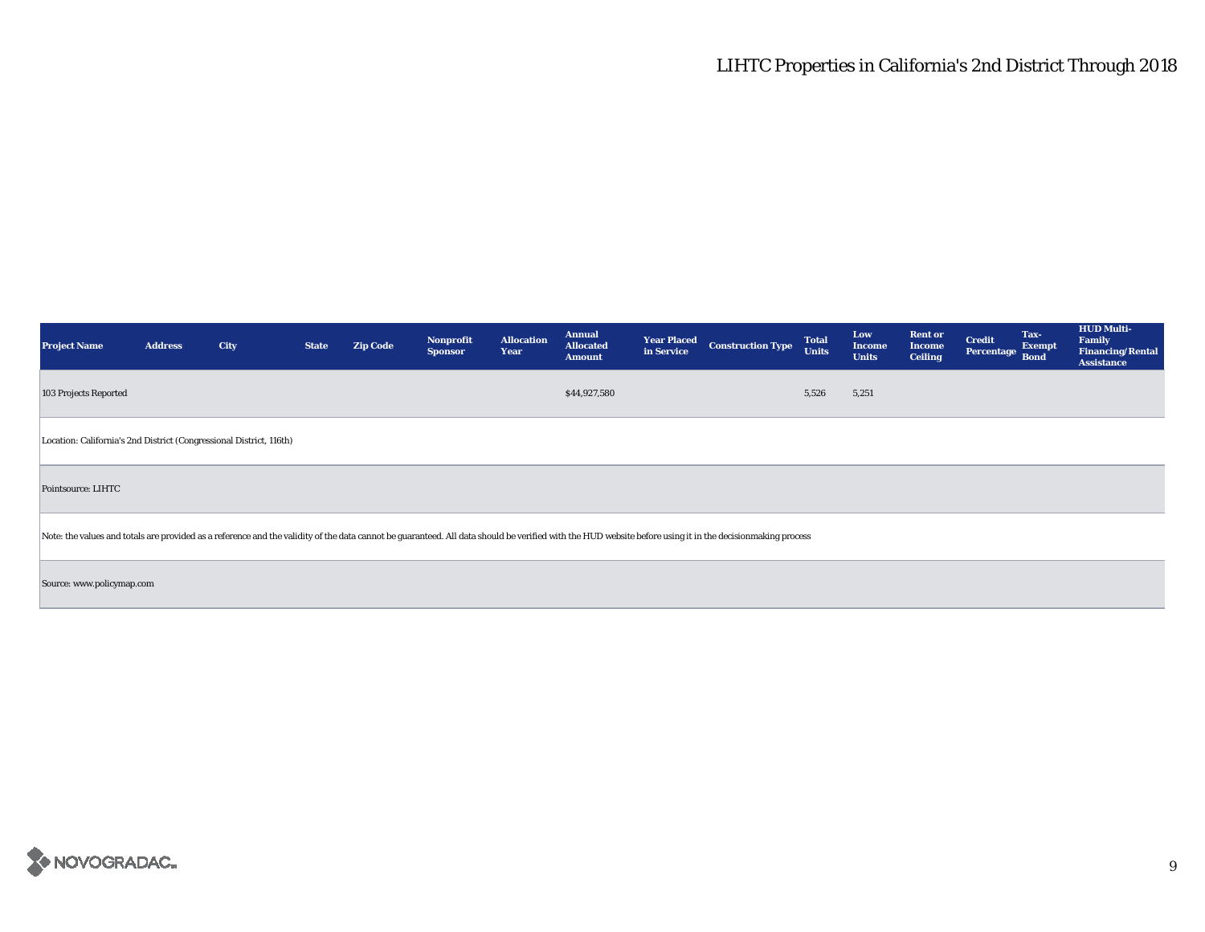# LIHTC Properties in California's 2nd District Through 2018

| Project Name | Address | City | State | Zip Code | Nonprofit Sponsor | Allocation Year | Annual Allocated Amount | Year Placed in Service | Construction Type | Total Units | Low Income Units | Rent or Income Ceiling | Credit Percentage | Tax-Exempt Bond | HUD Multi-Family Financing/Rental Assistance |
|---|---|---|---|---|---|---|---|---|---|---|---|---|---|---|---|
| 103 Projects Reported | | | | | | | $44,927,580 | | | 5,526 | 5,251 | | | | |
| Location: California's 2nd District (Congressional District, 116th) | | | | | | | | | | | | | | | |
| Pointsource: LIHTC | | | | | | | | | | | | | | | |
| Note: the values and totals are provided as a reference and the validity of the data cannot be guaranteed. All data should be verified with the HUD website before using it in the decisionmaking process | | | | | | | | | | | | | | | |
| Source: www.policymap.com | | | | | | | | | | | | | | | |